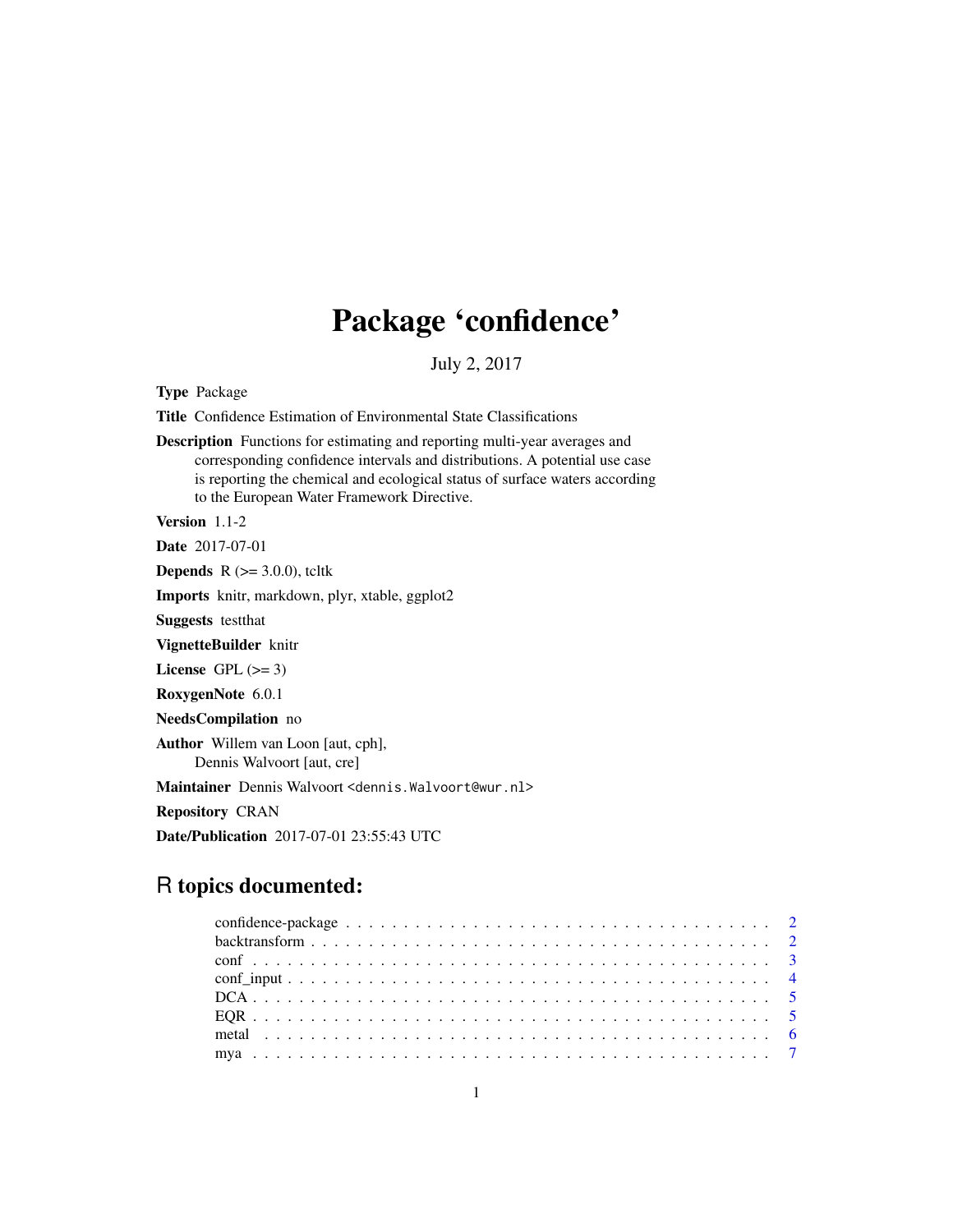# Package 'confidence'

July 2, 2017

**Type** Package

**Title** Confidence Estimation of Environmental State Classifications

**Description** Functions for estimating and reporting multi-year averages and corresponding confidence intervals and distributions. A potential use case is reporting the chemical and ecological status of surface waters according to the European Water Framework Directive.

**Version** 1.1-2

**Date** 2017-07-01

**Depends** R (>= 3.0.0), tcltk

**Imports** knitr, markdown, plyr, xtable, ggplot2

**Suggests** testthat

**VignetteBuilder** knitr

**License** GPL (>= 3)

**RoxygenNote** 6.0.1

**NeedsCompilation** no

**Author** Willem van Loon [aut, cph], Dennis Walvoort [aut, cre]

**Maintainer** Dennis Walvoort <dennis.Walvoort@wur.nl>

**Repository** CRAN

**Date/Publication** 2017-07-01 23:55:43 UTC

## R topics documented:

- confidence-package . . . . . . . . . . . . . . . . . . . . . . . . . . . . . . . . . . 2
- backtransform . . . . . . . . . . . . . . . . . . . . . . . . . . . . . . . . . . . . . 2
- conf . . . . . . . . . . . . . . . . . . . . . . . . . . . . . . . . . . . . . . . . . . 3
- conf_input . . . . . . . . . . . . . . . . . . . . . . . . . . . . . . . . . . . . . . . 4
- DCA . . . . . . . . . . . . . . . . . . . . . . . . . . . . . . . . . . . . . . . . . . 5
- EQR . . . . . . . . . . . . . . . . . . . . . . . . . . . . . . . . . . . . . . . . . . 5
- metal . . . . . . . . . . . . . . . . . . . . . . . . . . . . . . . . . . . . . . . . . 6
- mya . . . . . . . . . . . . . . . . . . . . . . . . . . . . . . . . . . . . . . . . . . 7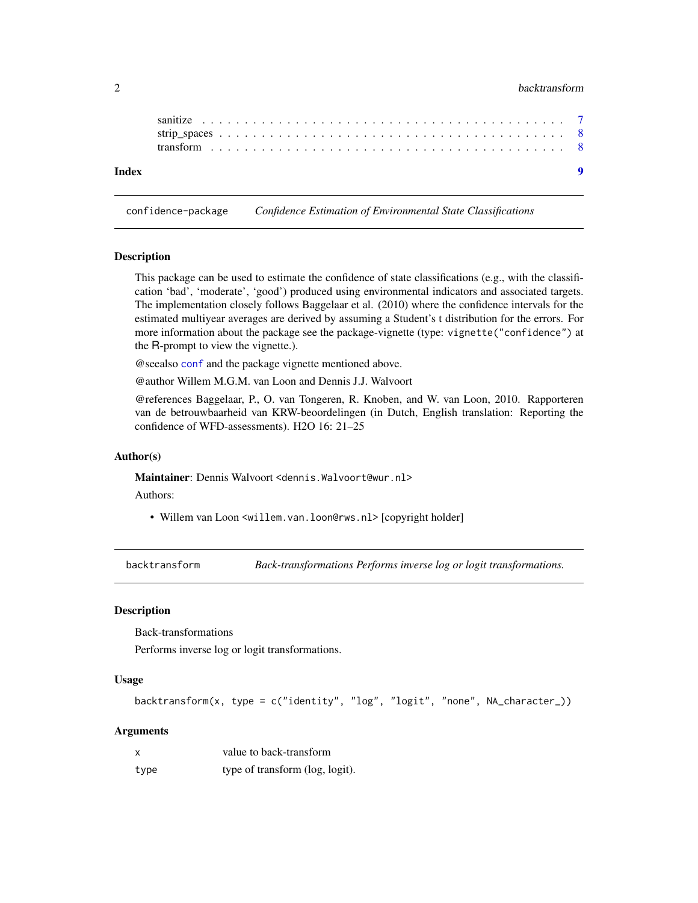sanitize . . . . . . . . . . . . . . . . . . . . . . . . . . . . . . . . . . . . . . . . 7
strip_spaces . . . . . . . . . . . . . . . . . . . . . . . . . . . . . . . . . . . . . . 8
transform . . . . . . . . . . . . . . . . . . . . . . . . . . . . . . . . . . . . . . . 8

**Index** **9**

---

## confidence-package — *Confidence Estimation of Environmental State Classifications*

### Description

This package can be used to estimate the confidence of state classifications (e.g., with the classification 'bad', 'moderate', 'good') produced using environmental indicators and associated targets. The implementation closely follows Baggelaar et al. (2010) where the confidence intervals for the estimated multiyear averages are derived by assuming a Student's t distribution for the errors. For more information about the package see the package-vignette (type: `vignette("confidence")` at the R-prompt to view the vignette.).

@seealso `conf` and the package vignette mentioned above.

@author Willem M.G.M. van Loon and Dennis J.J. Walvoort

@references Baggelaar, P., O. van Tongeren, R. Knoben, and W. van Loon, 2010. Rapporteren van de betrouwbaarheid van KRW-beoordelingen (in Dutch, English translation: Reporting the confidence of WFD-assessments). H2O 16: 21–25

### Author(s)

**Maintainer**: Dennis Walvoort <dennis.Walvoort@wur.nl>

Authors:

- Willem van Loon <willem.van.loon@rws.nl> [copyright holder]

---

## backtransform — *Back-transformations Performs inverse log or logit transformations.*

### Description

Back-transformations

Performs inverse log or logit transformations.

### Usage

```
backtransform(x, type = c("identity", "log", "logit", "none", NA_character_))
```

### Arguments

| | |
|---|---|
| x | value to back-transform |
| type | type of transform (log, logit). |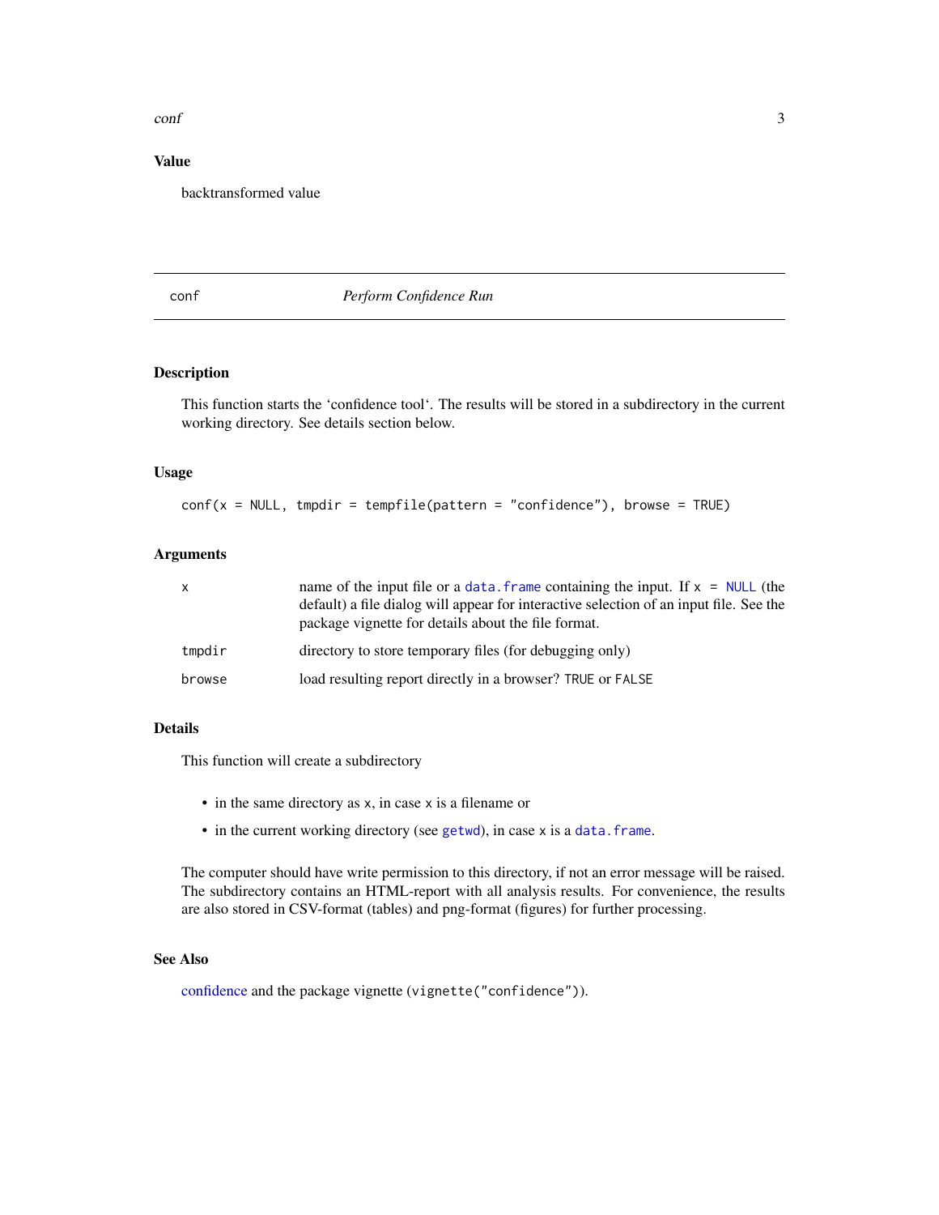### Value

backtransformed value

---

## conf — *Perform Confidence Run*

---

### Description

This function starts the ‘confidence tool‘. The results will be stored in a subdirectory in the current working directory. See details section below.

### Usage

```
conf(x = NULL, tmpdir = tempfile(pattern = "confidence"), browse = TRUE)
```

### Arguments

| | |
|---|---|
| `x` | name of the input file or a `data.frame` containing the input. If `x = NULL` (the default) a file dialog will appear for interactive selection of an input file. See the package vignette for details about the file format. |
| `tmpdir` | directory to store temporary files (for debugging only) |
| `browse` | load resulting report directly in a browser? `TRUE` or `FALSE` |

### Details

This function will create a subdirectory

- in the same directory as `x`, in case `x` is a filename or
- in the current working directory (see `getwd`), in case `x` is a `data.frame`.

The computer should have write permission to this directory, if not an error message will be raised. The subdirectory contains an HTML-report with all analysis results. For convenience, the results are also stored in CSV-format (tables) and png-format (figures) for further processing.

### See Also

confidence and the package vignette (`vignette("confidence")`).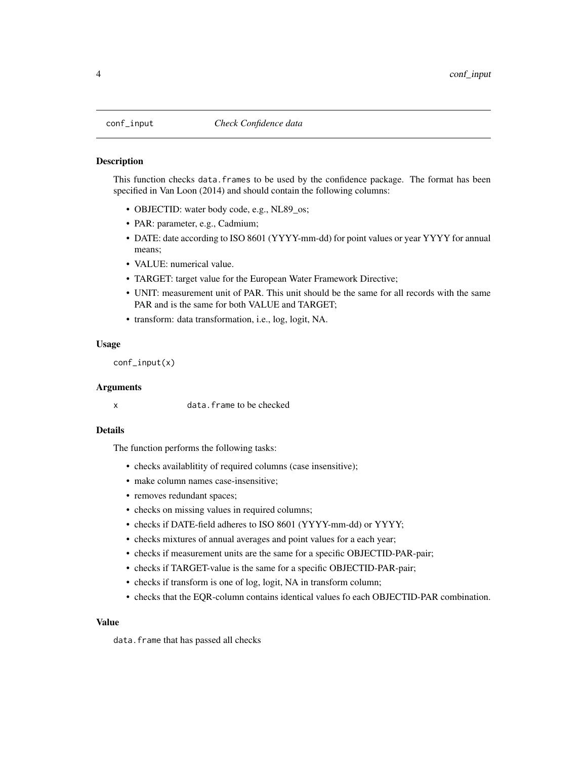## conf_input *Check Confidence data*

### Description

This function checks data.frames to be used by the confidence package. The format has been specified in Van Loon (2014) and should contain the following columns:

- OBJECTID: water body code, e.g., NL89_os;
- PAR: parameter, e.g., Cadmium;
- DATE: date according to ISO 8601 (YYYY-mm-dd) for point values or year YYYY for annual means;
- VALUE: numerical value.
- TARGET: target value for the European Water Framework Directive;
- UNIT: measurement unit of PAR. This unit should be the same for all records with the same PAR and is the same for both VALUE and TARGET;
- transform: data transformation, i.e., log, logit, NA.

### Usage

```
conf_input(x)
```

### Arguments

| | |
|---|---|
| x | data.frame to be checked |

### Details

The function performs the following tasks:

- checks availablitity of required columns (case insensitive);
- make column names case-insensitive;
- removes redundant spaces;
- checks on missing values in required columns;
- checks if DATE-field adheres to ISO 8601 (YYYY-mm-dd) or YYYY;
- checks mixtures of annual averages and point values for a each year;
- checks if measurement units are the same for a specific OBJECTID-PAR-pair;
- checks if TARGET-value is the same for a specific OBJECTID-PAR-pair;
- checks if transform is one of log, logit, NA in transform column;
- checks that the EQR-column contains identical values fo each OBJECTID-PAR combination.

### Value

data.frame that has passed all checks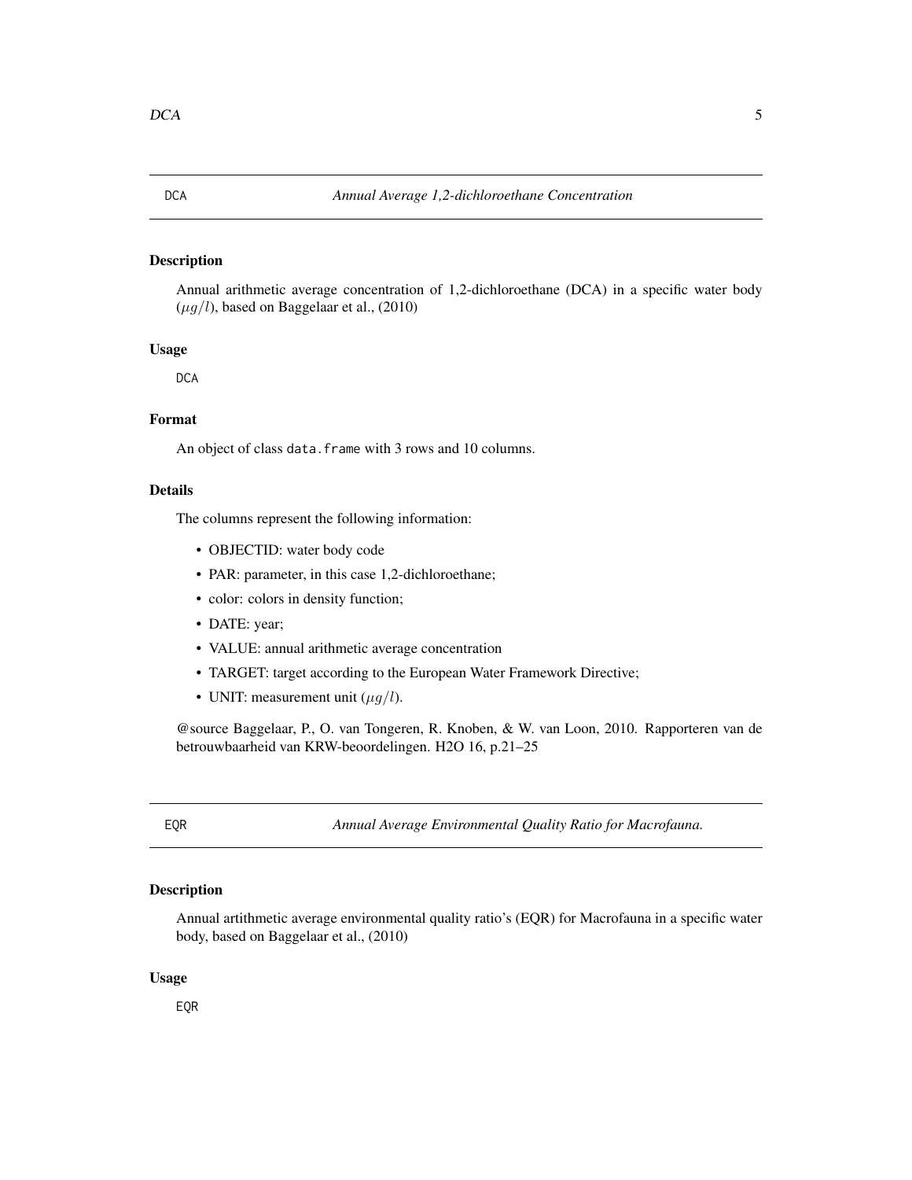## DCA — *Annual Average 1,2-dichloroethane Concentration*

### Description

Annual arithmetic average concentration of 1,2-dichloroethane (DCA) in a specific water body ($\mu g/l$), based on Baggelaar et al., (2010)

### Usage

```
DCA
```

### Format

An object of class `data.frame` with 3 rows and 10 columns.

### Details

The columns represent the following information:

- OBJECTID: water body code
- PAR: parameter, in this case 1,2-dichloroethane;
- color: colors in density function;
- DATE: year;
- VALUE: annual arithmetic average concentration
- TARGET: target according to the European Water Framework Directive;
- UNIT: measurement unit ($\mu g/l$).

@source Baggelaar, P., O. van Tongeren, R. Knoben, & W. van Loon, 2010. Rapporteren van de betrouwbaarheid van KRW-beoordelingen. H2O 16, p.21–25

## EQR — *Annual Average Environmental Quality Ratio for Macrofauna.*

### Description

Annual artithmetic average environmental quality ratio's (EQR) for Macrofauna in a specific water body, based on Baggelaar et al., (2010)

### Usage

```
EQR
```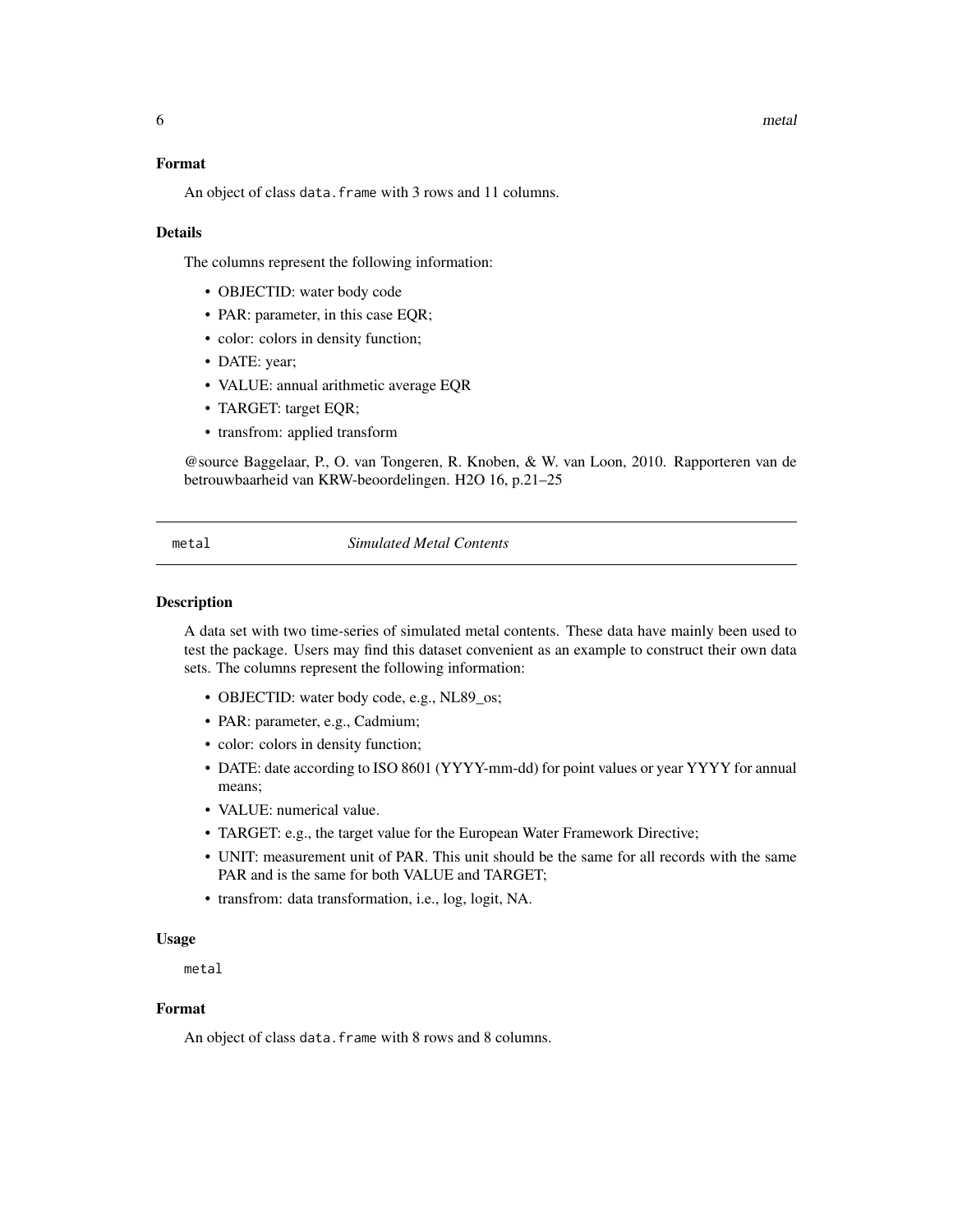### Format

An object of class `data.frame` with 3 rows and 11 columns.

### Details

The columns represent the following information:

- OBJECTID: water body code
- PAR: parameter, in this case EQR;
- color: colors in density function;
- DATE: year;
- VALUE: annual arithmetic average EQR
- TARGET: target EQR;
- transfrom: applied transform

@source Baggelaar, P., O. van Tongeren, R. Knoben, & W. van Loon, 2010. Rapporteren van de betrouwbaarheid van KRW-beoordelingen. H2O 16, p.21–25

---

## metal — *Simulated Metal Contents*

---

### Description

A data set with two time-series of simulated metal contents. These data have mainly been used to test the package. Users may find this dataset convenient as an example to construct their own data sets. The columns represent the following information:

- OBJECTID: water body code, e.g., NL89_os;
- PAR: parameter, e.g., Cadmium;
- color: colors in density function;
- DATE: date according to ISO 8601 (YYYY-mm-dd) for point values or year YYYY for annual means;
- VALUE: numerical value.
- TARGET: e.g., the target value for the European Water Framework Directive;
- UNIT: measurement unit of PAR. This unit should be the same for all records with the same PAR and is the same for both VALUE and TARGET;
- transfrom: data transformation, i.e., log, logit, NA.

### Usage

```
metal
```

### Format

An object of class `data.frame` with 8 rows and 8 columns.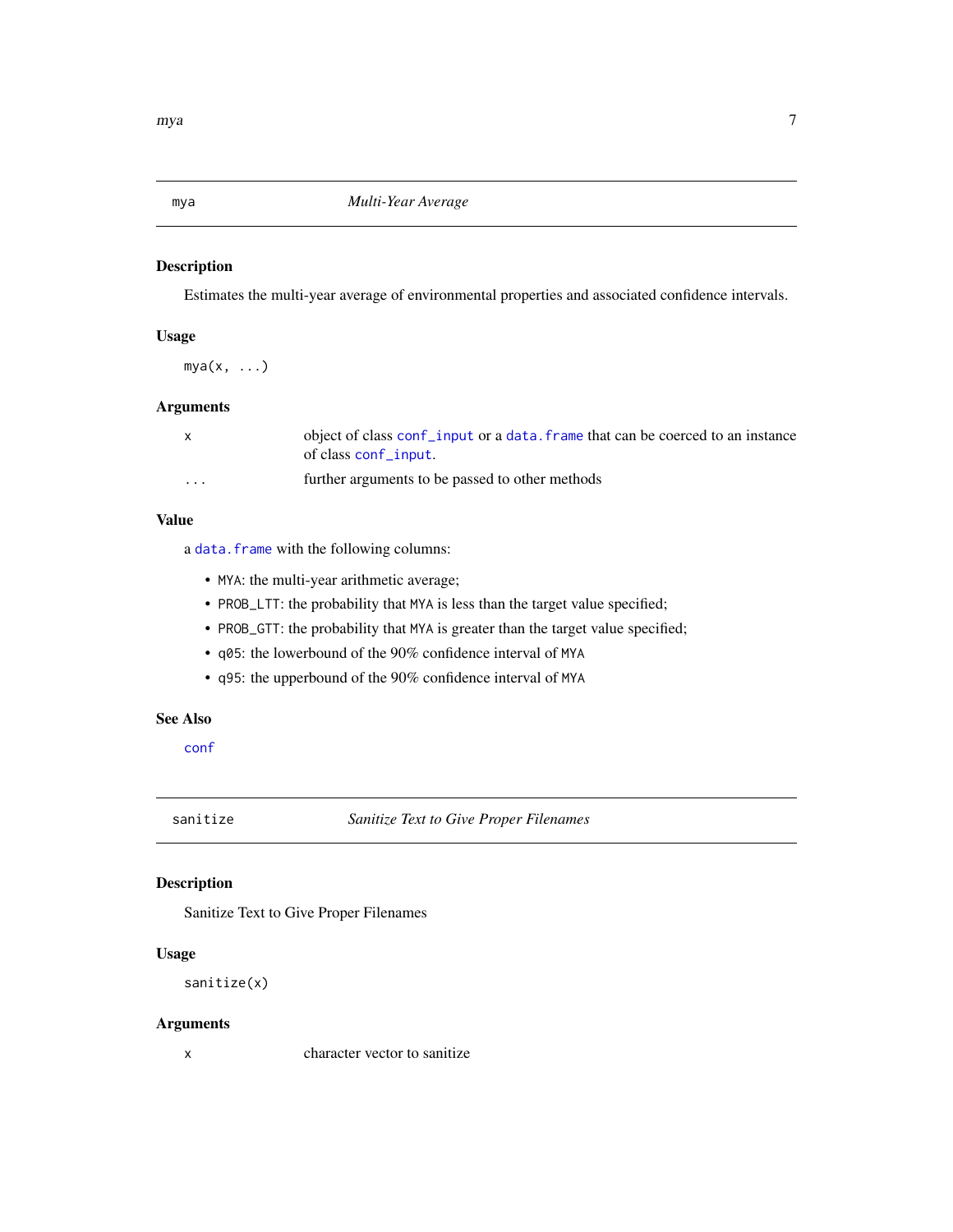## mya — *Multi-Year Average*

### Description

Estimates the multi-year average of environmental properties and associated confidence intervals.

### Usage

```
mya(x, ...)
```

### Arguments

| | |
|---|---|
| `x` | object of class `conf_input` or a `data.frame` that can be coerced to an instance of class `conf_input`. |
| `...` | further arguments to be passed to other methods |

### Value

a `data.frame` with the following columns:

- `MYA`: the multi-year arithmetic average;
- `PROB_LTT`: the probability that `MYA` is less than the target value specified;
- `PROB_GTT`: the probability that `MYA` is greater than the target value specified;
- `q05`: the lowerbound of the 90% confidence interval of `MYA`
- `q95`: the upperbound of the 90% confidence interval of `MYA`

### See Also

`conf`

## sanitize — *Sanitize Text to Give Proper Filenames*

### Description

Sanitize Text to Give Proper Filenames

### Usage

```
sanitize(x)
```

### Arguments

| | |
|---|---|
| `x` | character vector to sanitize |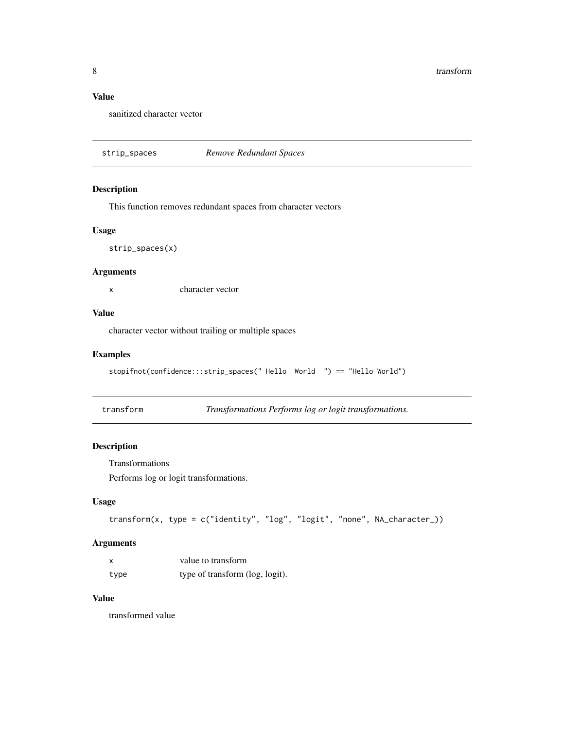### Value

sanitized character vector

## strip_spaces *Remove Redundant Spaces*

### Description

This function removes redundant spaces from character vectors

### Usage

```
strip_spaces(x)
```

### Arguments

| | |
|---|---|
| x | character vector |

### Value

character vector without trailing or multiple spaces

### Examples

```
stopifnot(confidence:::strip_spaces(" Hello  World  ") == "Hello World")
```

## transform *Transformations Performs log or logit transformations.*

### Description

Transformations

Performs log or logit transformations.

### Usage

```
transform(x, type = c("identity", "log", "logit", "none", NA_character_))
```

### Arguments

| | |
|---|---|
| x | value to transform |
| type | type of transform (log, logit). |

### Value

transformed value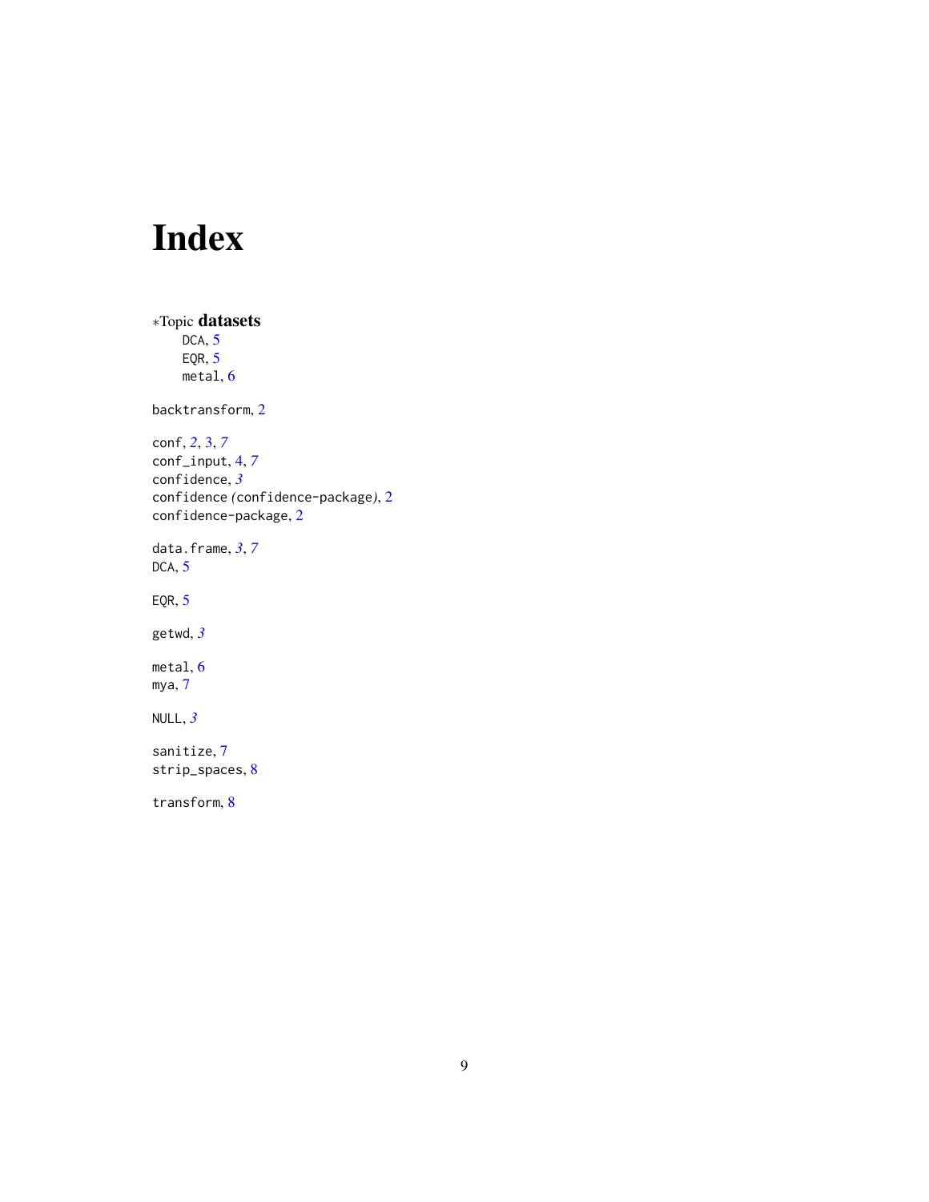# Index

*Topic **datasets**
- DCA, 5
- EQR, 5
- metal, 6

backtransform, 2

conf, *2*, 3, *7*
conf_input, 4, *7*
confidence, *3*
confidence (confidence-package), 2
confidence-package, 2

data.frame, *3*, *7*
DCA, 5

EQR, 5

getwd, *3*

metal, 6
mya, 7

NULL, *3*

sanitize, 7
strip_spaces, 8

transform, 8